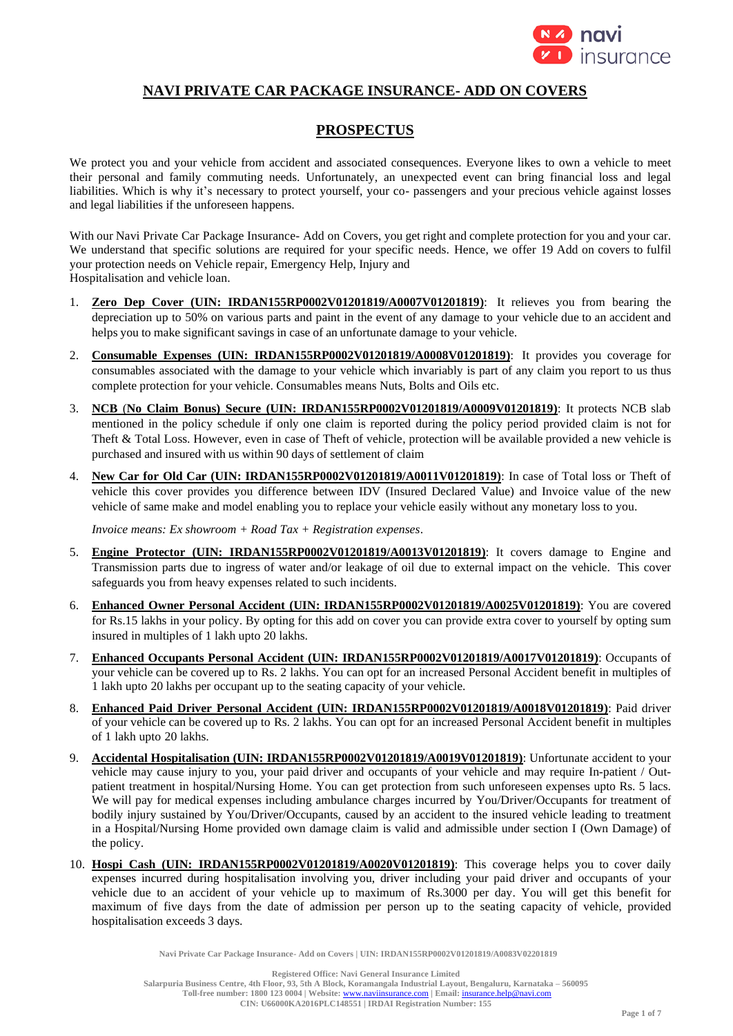# NAVI PRIVATE CAR PACKAGE INSURANCE- ADD ON COVERS

## PROSPECTUS

We protect you and your vehicle from accident and associated consequences. Everyone likes to own a vehicle to meet their personal and family commuting needs. Unfortunately, an unexpected event can bring financial loss and legal liabilities. Which is why it's necessary to protect yourself, your co- passengers and your precious vehicle against losses and legal liabilities if the unforeseen happens.

With our Navi Private Car Package Insurance- Add on Covers, you get right and complete protection for you and your car. We understand that specific solutions are required for your specific needs. Hence, we offer 19 Add on covers to fulfil your protection needs on Vehicle repair, Emergency Help, Injury and
Hospitalisation and vehicle loan.

1. **Zero Dep Cover (UIN: IRDAN155RP0002V01201819/A0007V01201819)**: It relieves you from bearing the depreciation up to 50% on various parts and paint in the event of any damage to your vehicle due to an accident and helps you to make significant savings in case of an unfortunate damage to your vehicle.

2. **Consumable Expenses (UIN: IRDAN155RP0002V01201819/A0008V01201819)**: It provides you coverage for consumables associated with the damage to your vehicle which invariably is part of any claim you report to us thus complete protection for your vehicle. Consumables means Nuts, Bolts and Oils etc.

3. **NCB (No Claim Bonus) Secure (UIN: IRDAN155RP0002V01201819/A0009V01201819)**: It protects NCB slab mentioned in the policy schedule if only one claim is reported during the policy period provided claim is not for Theft & Total Loss. However, even in case of Theft of vehicle, protection will be available provided a new vehicle is purchased and insured with us within 90 days of settlement of claim

4. **New Car for Old Car (UIN: IRDAN155RP0002V01201819/A0011V01201819)**: In case of Total loss or Theft of vehicle this cover provides you difference between IDV (Insured Declared Value) and Invoice value of the new vehicle of same make and model enabling you to replace your vehicle easily without any monetary loss to you.

   *Invoice means: Ex showroom + Road Tax + Registration expenses*.

5. **Engine Protector (UIN: IRDAN155RP0002V01201819/A0013V01201819)**: It covers damage to Engine and Transmission parts due to ingress of water and/or leakage of oil due to external impact on the vehicle. This cover safeguards you from heavy expenses related to such incidents.

6. **Enhanced Owner Personal Accident (UIN: IRDAN155RP0002V01201819/A0025V01201819)**: You are covered for Rs.15 lakhs in your policy. By opting for this add on cover you can provide extra cover to yourself by opting sum insured in multiples of 1 lakh upto 20 lakhs.

7. **Enhanced Occupants Personal Accident (UIN: IRDAN155RP0002V01201819/A0017V01201819)**: Occupants of your vehicle can be covered up to Rs. 2 lakhs. You can opt for an increased Personal Accident benefit in multiples of 1 lakh upto 20 lakhs per occupant up to the seating capacity of your vehicle.

8. **Enhanced Paid Driver Personal Accident (UIN: IRDAN155RP0002V01201819/A0018V01201819)**: Paid driver of your vehicle can be covered up to Rs. 2 lakhs. You can opt for an increased Personal Accident benefit in multiples of 1 lakh upto 20 lakhs.

9. **Accidental Hospitalisation (UIN: IRDAN155RP0002V01201819/A0019V01201819)**: Unfortunate accident to your vehicle may cause injury to you, your paid driver and occupants of your vehicle and may require In-patient / Out-patient treatment in hospital/Nursing Home. You can get protection from such unforeseen expenses upto Rs. 5 lacs. We will pay for medical expenses including ambulance charges incurred by You/Driver/Occupants for treatment of bodily injury sustained by You/Driver/Occupants, caused by an accident to the insured vehicle leading to treatment in a Hospital/Nursing Home provided own damage claim is valid and admissible under section I (Own Damage) of the policy.

10. **Hospi Cash (UIN: IRDAN155RP0002V01201819/A0020V01201819)**: This coverage helps you to cover daily expenses incurred during hospitalisation involving you, driver including your paid driver and occupants of your vehicle due to an accident of your vehicle up to maximum of Rs.3000 per day. You will get this benefit for maximum of five days from the date of admission per person up to the seating capacity of vehicle, provided hospitalisation exceeds 3 days.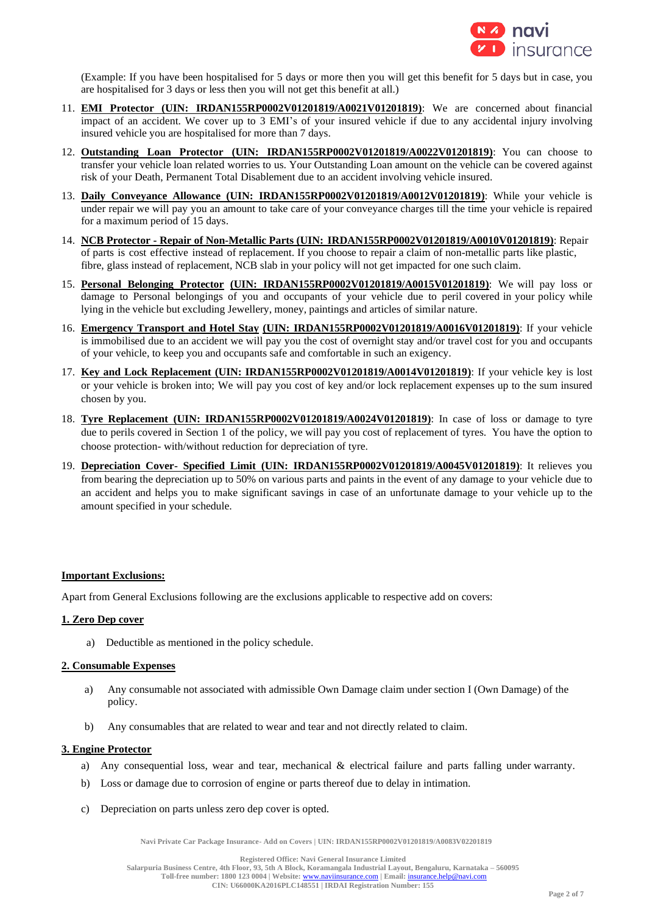(Example: If you have been hospitalised for 5 days or more then you will get this benefit for 5 days but in case, you are hospitalised for 3 days or less then you will not get this benefit at all.)

11. **EMI Protector (UIN: IRDAN155RP0002V01201819/A0021V01201819)**: We are concerned about financial impact of an accident. We cover up to 3 EMI's of your insured vehicle if due to any accidental injury involving insured vehicle you are hospitalised for more than 7 days.
12. **Outstanding Loan Protector (UIN: IRDAN155RP0002V01201819/A0022V01201819)**: You can choose to transfer your vehicle loan related worries to us. Your Outstanding Loan amount on the vehicle can be covered against risk of your Death, Permanent Total Disablement due to an accident involving vehicle insured.
13. **Daily Conveyance Allowance (UIN: IRDAN155RP0002V01201819/A0012V01201819)**: While your vehicle is under repair we will pay you an amount to take care of your conveyance charges till the time your vehicle is repaired for a maximum period of 15 days.
14. **NCB Protector - Repair of Non-Metallic Parts (UIN: IRDAN155RP0002V01201819/A0010V01201819)**: Repair of parts is cost effective instead of replacement. If you choose to repair a claim of non-metallic parts like plastic, fibre, glass instead of replacement, NCB slab in your policy will not get impacted for one such claim.
15. **Personal Belonging Protector (UIN: IRDAN155RP0002V01201819/A0015V01201819)**: We will pay loss or damage to Personal belongings of you and occupants of your vehicle due to peril covered in your policy while lying in the vehicle but excluding Jewellery, money, paintings and articles of similar nature.
16. **Emergency Transport and Hotel Stay (UIN: IRDAN155RP0002V01201819/A0016V01201819)**: If your vehicle is immobilised due to an accident we will pay you the cost of overnight stay and/or travel cost for you and occupants of your vehicle, to keep you and occupants safe and comfortable in such an exigency.
17. **Key and Lock Replacement (UIN: IRDAN155RP0002V01201819/A0014V01201819)**: If your vehicle key is lost or your vehicle is broken into; We will pay you cost of key and/or lock replacement expenses up to the sum insured chosen by you.
18. **Tyre Replacement (UIN: IRDAN155RP0002V01201819/A0024V01201819)**: In case of loss or damage to tyre due to perils covered in Section 1 of the policy, we will pay you cost of replacement of tyres. You have the option to choose protection- with/without reduction for depreciation of tyre.
19. **Depreciation Cover- Specified Limit (UIN: IRDAN155RP0002V01201819/A0045V01201819)**: It relieves you from bearing the depreciation up to 50% on various parts and paints in the event of any damage to your vehicle due to an accident and helps you to make significant savings in case of an unfortunate damage to your vehicle up to the amount specified in your schedule.

## Important Exclusions:

Apart from General Exclusions following are the exclusions applicable to respective add on covers:

### 1. Zero Dep cover

a) Deductible as mentioned in the policy schedule.

### 2. Consumable Expenses

a) Any consumable not associated with admissible Own Damage claim under section I (Own Damage) of the policy.

b) Any consumables that are related to wear and tear and not directly related to claim.

### 3. Engine Protector

a) Any consequential loss, wear and tear, mechanical & electrical failure and parts falling under warranty.

b) Loss or damage due to corrosion of engine or parts thereof due to delay in intimation.

c) Depreciation on parts unless zero dep cover is opted.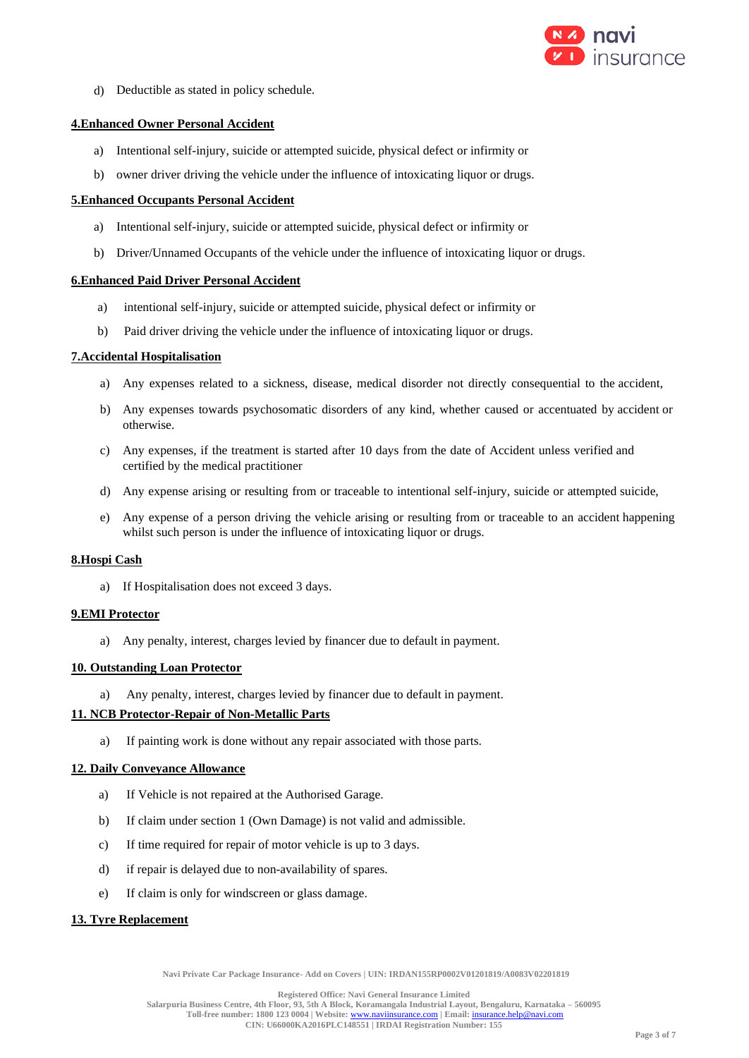d) Deductible as stated in policy schedule.

**4.Enhanced Owner Personal Accident**

a) Intentional self-injury, suicide or attempted suicide, physical defect or infirmity or

b) owner driver driving the vehicle under the influence of intoxicating liquor or drugs.

**5.Enhanced Occupants Personal Accident**

a) Intentional self-injury, suicide or attempted suicide, physical defect or infirmity or

b) Driver/Unnamed Occupants of the vehicle under the influence of intoxicating liquor or drugs.

**6.Enhanced Paid Driver Personal Accident**

a) intentional self-injury, suicide or attempted suicide, physical defect or infirmity or

b) Paid driver driving the vehicle under the influence of intoxicating liquor or drugs.

**7.Accidental Hospitalisation**

a) Any expenses related to a sickness, disease, medical disorder not directly consequential to the accident,

b) Any expenses towards psychosomatic disorders of any kind, whether caused or accentuated by accident or otherwise.

c) Any expenses, if the treatment is started after 10 days from the date of Accident unless verified and certified by the medical practitioner

d) Any expense arising or resulting from or traceable to intentional self-injury, suicide or attempted suicide,

e) Any expense of a person driving the vehicle arising or resulting from or traceable to an accident happening whilst such person is under the influence of intoxicating liquor or drugs.

**8.Hospi Cash**

a) If Hospitalisation does not exceed 3 days.

**9.EMI Protector**

a) Any penalty, interest, charges levied by financer due to default in payment.

**10. Outstanding Loan Protector**

a) Any penalty, interest, charges levied by financer due to default in payment.

**11. NCB Protector-Repair of Non-Metallic Parts**

a) If painting work is done without any repair associated with those parts.

**12. Daily Conveyance Allowance**

a) If Vehicle is not repaired at the Authorised Garage.

b) If claim under section 1 (Own Damage) is not valid and admissible.

c) If time required for repair of motor vehicle is up to 3 days.

d) if repair is delayed due to non-availability of spares.

e) If claim is only for windscreen or glass damage.

**13. Tyre Replacement**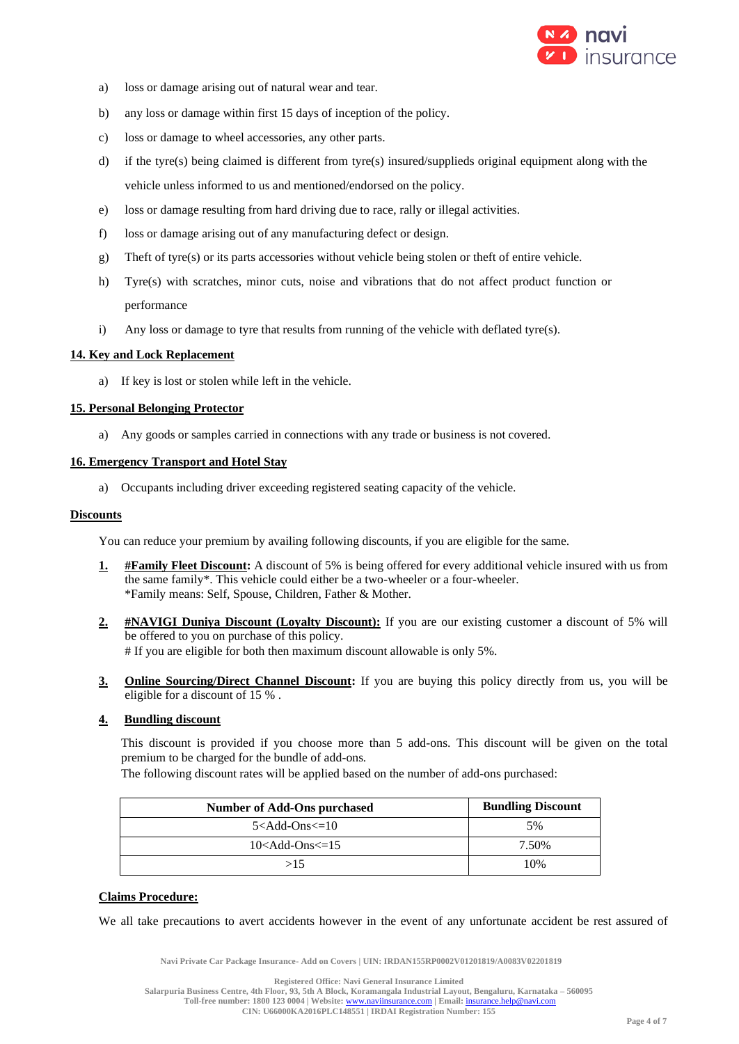a) loss or damage arising out of natural wear and tear.

b) any loss or damage within first 15 days of inception of the policy.

c) loss or damage to wheel accessories, any other parts.

d) if the tyre(s) being claimed is different from tyre(s) insured/supplieds original equipment along with the vehicle unless informed to us and mentioned/endorsed on the policy.

e) loss or damage resulting from hard driving due to race, rally or illegal activities.

f) loss or damage arising out of any manufacturing defect or design.

g) Theft of tyre(s) or its parts accessories without vehicle being stolen or theft of entire vehicle.

h) Tyre(s) with scratches, minor cuts, noise and vibrations that do not affect product function or performance

i) Any loss or damage to tyre that results from running of the vehicle with deflated tyre(s).

**14. Key and Lock Replacement**

a) If key is lost or stolen while left in the vehicle.

**15. Personal Belonging Protector**

a) Any goods or samples carried in connections with any trade or business is not covered.

**16. Emergency Transport and Hotel Stay**

a) Occupants including driver exceeding registered seating capacity of the vehicle.

**Discounts**

You can reduce your premium by availing following discounts, if you are eligible for the same.

1. **#Family Fleet Discount:** A discount of 5% is being offered for every additional vehicle insured with us from the same family*. This vehicle could either be a two-wheeler or a four-wheeler.
   *Family means: Self, Spouse, Children, Father & Mother.

2. **#NAVIGI Duniya Discount (Loyalty Discount):** If you are our existing customer a discount of 5% will be offered to you on purchase of this policy.
   # If you are eligible for both then maximum discount allowable is only 5%.

3. **Online Sourcing/Direct Channel Discount:** If you are buying this policy directly from us, you will be eligible for a discount of 15 % .

4. **Bundling discount**

   This discount is provided if you choose more than 5 add-ons. This discount will be given on the total premium to be charged for the bundle of add-ons.
   The following discount rates will be applied based on the number of add-ons purchased:

| Number of Add-Ons purchased | Bundling Discount |
|---|---|
| 5<Add-Ons<=10 | 5% |
| 10<Add-Ons<=15 | 7.50% |
| >15 | 10% |

**Claims Procedure:**

We all take precautions to avert accidents however in the event of any unfortunate accident be rest assured of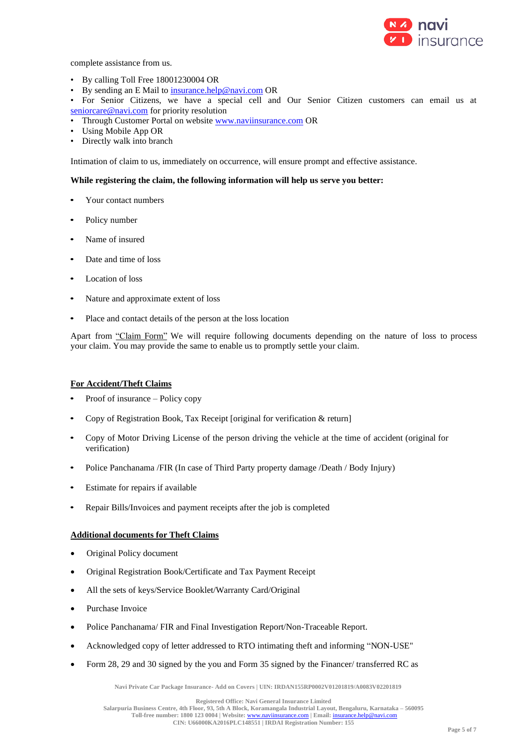complete assistance from us.

- By calling Toll Free 18001230004 OR
- By sending an E Mail to insurance.help@navi.com OR
- For Senior Citizens, we have a special cell and Our Senior Citizen customers can email us at seniorcare@navi.com for priority resolution
- Through Customer Portal on website www.naviinsurance.com OR
- Using Mobile App OR
- Directly walk into branch

Intimation of claim to us, immediately on occurrence, will ensure prompt and effective assistance.

**While registering the claim, the following information will help us serve you better:**

- Your contact numbers
- Policy number
- Name of insured
- Date and time of loss
- Location of loss
- Nature and approximate extent of loss
- Place and contact details of the person at the loss location

Apart from "Claim Form" We will require following documents depending on the nature of loss to process your claim. You may provide the same to enable us to promptly settle your claim.

**For Accident/Theft Claims**

- Proof of insurance – Policy copy
- Copy of Registration Book, Tax Receipt [original for verification & return]
- Copy of Motor Driving License of the person driving the vehicle at the time of accident (original for verification)
- Police Panchanama /FIR (In case of Third Party property damage /Death / Body Injury)
- Estimate for repairs if available
- Repair Bills/Invoices and payment receipts after the job is completed

**Additional documents for Theft Claims**

- Original Policy document
- Original Registration Book/Certificate and Tax Payment Receipt
- All the sets of keys/Service Booklet/Warranty Card/Original
- Purchase Invoice
- Police Panchanama/ FIR and Final Investigation Report/Non-Traceable Report.
- Acknowledged copy of letter addressed to RTO intimating theft and informing "NON-USE"
- Form 28, 29 and 30 signed by the you and Form 35 signed by the Financer/ transferred RC as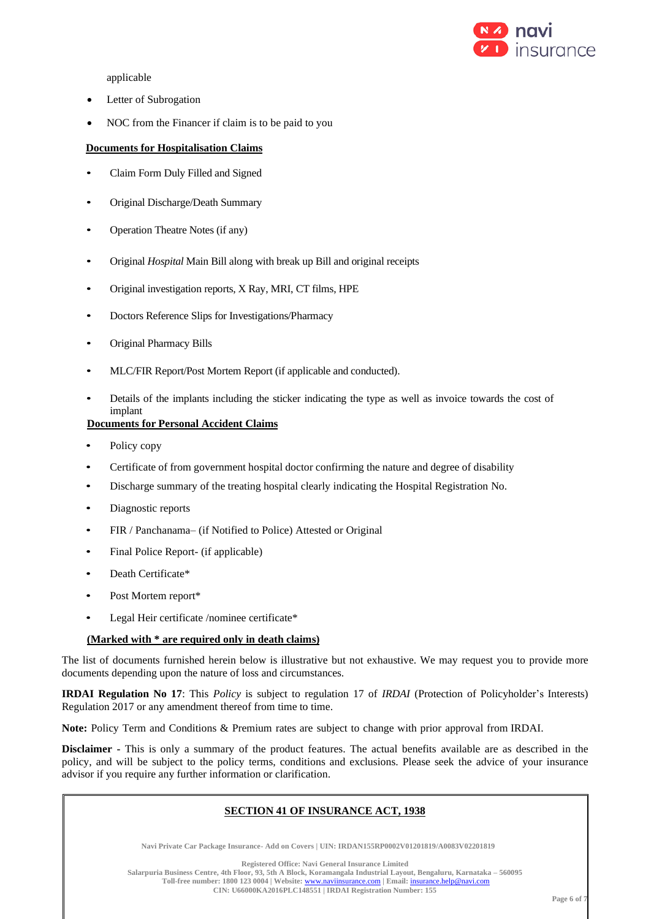applicable

- Letter of Subrogation
- NOC from the Financer if claim is to be paid to you

**Documents for Hospitalisation Claims**

- Claim Form Duly Filled and Signed
- Original Discharge/Death Summary
- Operation Theatre Notes (if any)
- Original *Hospital* Main Bill along with break up Bill and original receipts
- Original investigation reports, X Ray, MRI, CT films, HPE
- Doctors Reference Slips for Investigations/Pharmacy
- Original Pharmacy Bills
- MLC/FIR Report/Post Mortem Report (if applicable and conducted).
- Details of the implants including the sticker indicating the type as well as invoice towards the cost of implant

**Documents for Personal Accident Claims**

- Policy copy
- Certificate of from government hospital doctor confirming the nature and degree of disability
- Discharge summary of the treating hospital clearly indicating the Hospital Registration No.
- Diagnostic reports
- FIR / Panchanama– (if Notified to Police) Attested or Original
- Final Police Report- (if applicable)
- Death Certificate*
- Post Mortem report*
- Legal Heir certificate /nominee certificate*

**(Marked with * are required only in death claims)**

The list of documents furnished herein below is illustrative but not exhaustive. We may request you to provide more documents depending upon the nature of loss and circumstances.

**IRDAI Regulation No 17**: This *Policy* is subject to regulation 17 of *IRDAI* (Protection of Policyholder's Interests) Regulation 2017 or any amendment thereof from time to time.

**Note:** Policy Term and Conditions & Premium rates are subject to change with prior approval from IRDAI.

**Disclaimer** - This is only a summary of the product features. The actual benefits available are as described in the policy, and will be subject to the policy terms, conditions and exclusions. Please seek the advice of your insurance advisor if you require any further information or clarification.

**SECTION 41 OF INSURANCE ACT, 1938**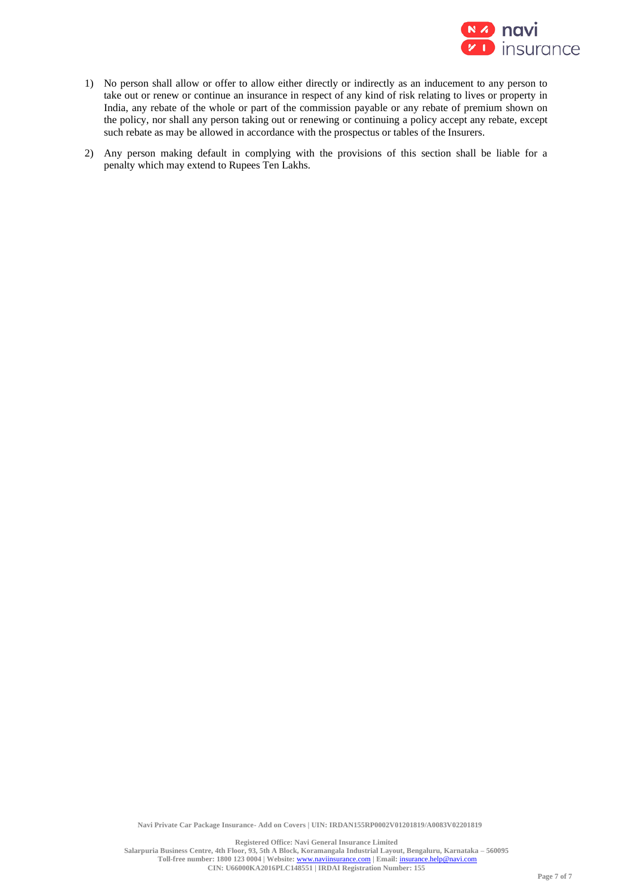1) No person shall allow or offer to allow either directly or indirectly as an inducement to any person to take out or renew or continue an insurance in respect of any kind of risk relating to lives or property in India, any rebate of the whole or part of the commission payable or any rebate of premium shown on the policy, nor shall any person taking out or renewing or continuing a policy accept any rebate, except such rebate as may be allowed in accordance with the prospectus or tables of the Insurers.

2) Any person making default in complying with the provisions of this section shall be liable for a penalty which may extend to Rupees Ten Lakhs.